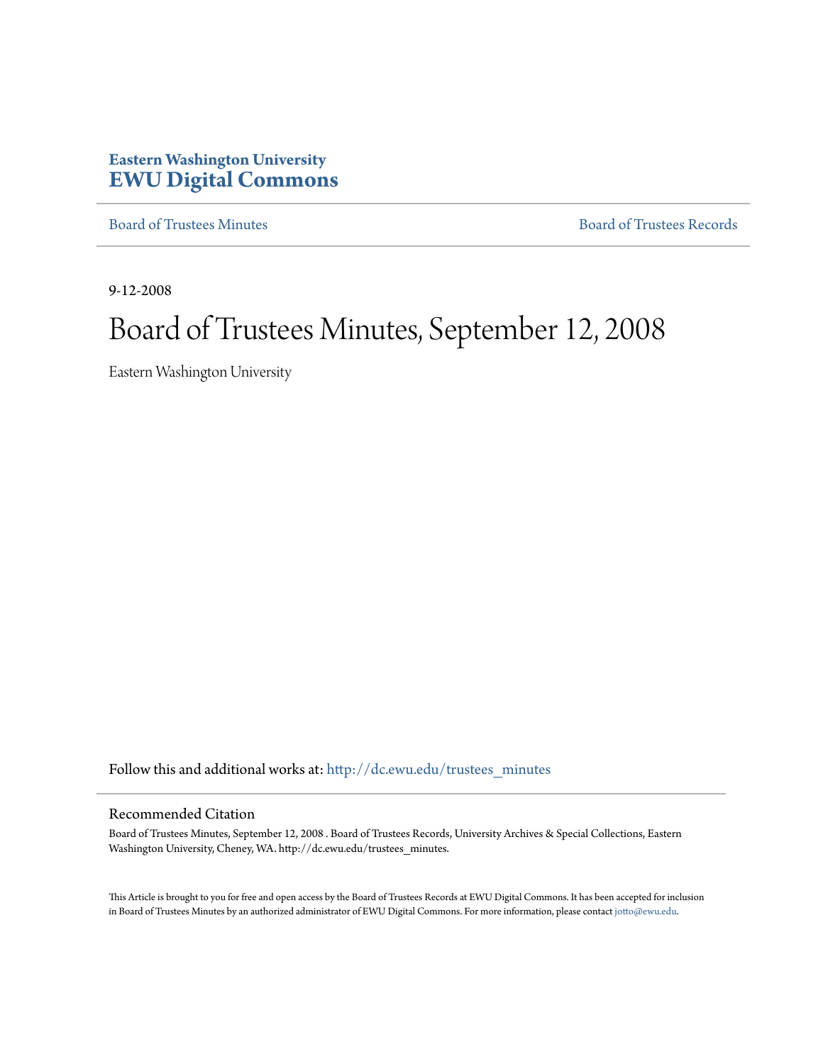**Eastern Washington University**
# EWU Digital Commons

Board of Trustees Minutes | Board of Trustees Records

9-12-2008

# Board of Trustees Minutes, September 12, 2008

Eastern Washington University

Follow this and additional works at: http://dc.ewu.edu/trustees_minutes

## Recommended Citation

Board of Trustees Minutes, September 12, 2008 . Board of Trustees Records, University Archives & Special Collections, Eastern Washington University, Cheney, WA. http://dc.ewu.edu/trustees_minutes.

This Article is brought to you for free and open access by the Board of Trustees Records at EWU Digital Commons. It has been accepted for inclusion in Board of Trustees Minutes by an authorized administrator of EWU Digital Commons. For more information, please contact jotto@ewu.edu.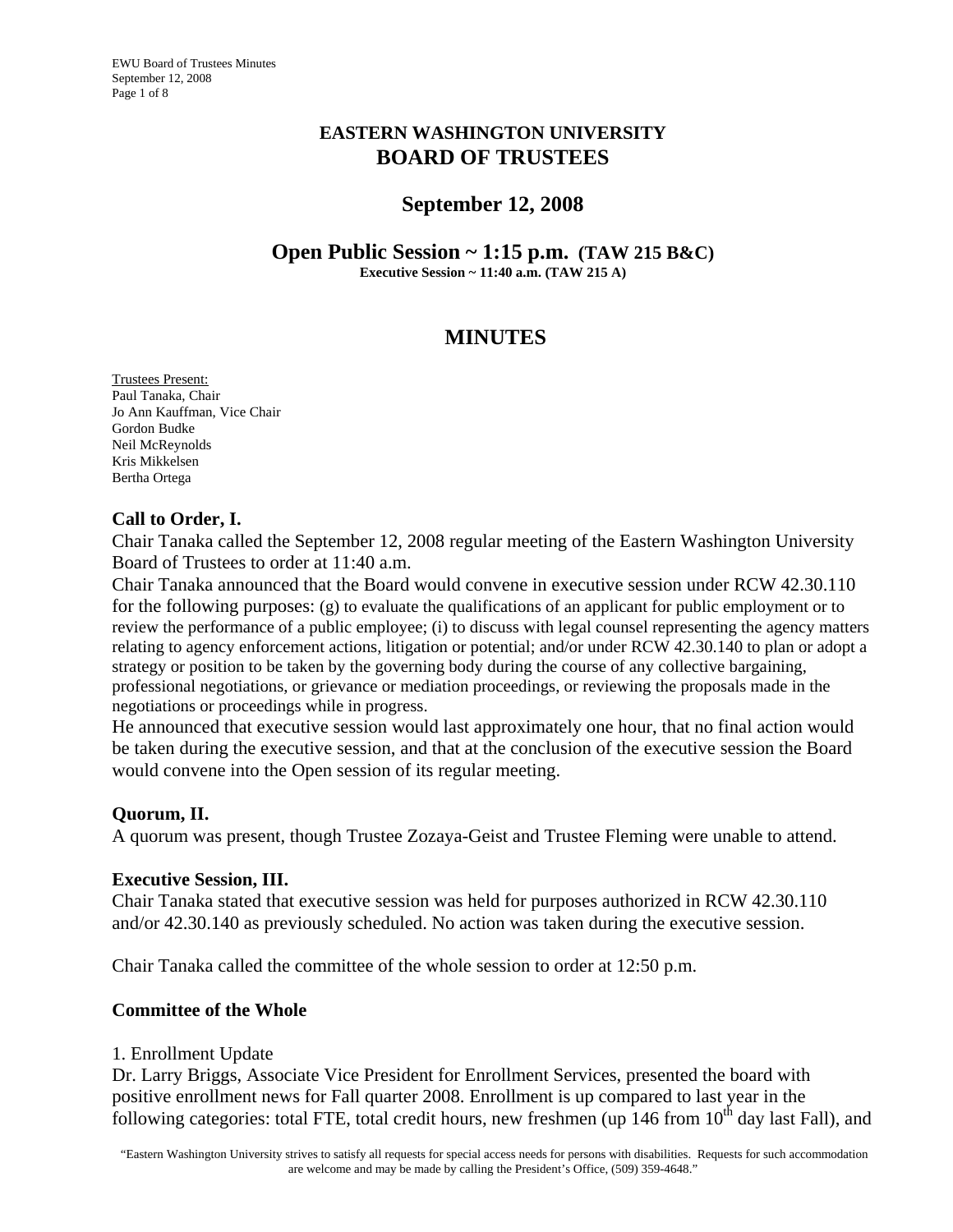# EASTERN WASHINGTON UNIVERSITY
# BOARD OF TRUSTEES

## September 12, 2008

## Open Public Session ~ 1:15 p.m. (TAW 215 B&C)

**Executive Session ~ 11:40 a.m. (TAW 215 A)**

## MINUTES

Trustees Present:
Paul Tanaka, Chair
Jo Ann Kauffman, Vice Chair
Gordon Budke
Neil McReynolds
Kris Mikkelsen
Bertha Ortega

### Call to Order, I.

Chair Tanaka called the September 12, 2008 regular meeting of the Eastern Washington University Board of Trustees to order at 11:40 a.m.

Chair Tanaka announced that the Board would convene in executive session under RCW 42.30.110 for the following purposes: (g) to evaluate the qualifications of an applicant for public employment or to review the performance of a public employee; (i) to discuss with legal counsel representing the agency matters relating to agency enforcement actions, litigation or potential; and/or under RCW 42.30.140 to plan or adopt a strategy or position to be taken by the governing body during the course of any collective bargaining, professional negotiations, or grievance or mediation proceedings, or reviewing the proposals made in the negotiations or proceedings while in progress.

He announced that executive session would last approximately one hour, that no final action would be taken during the executive session, and that at the conclusion of the executive session the Board would convene into the Open session of its regular meeting.

### Quorum, II.

A quorum was present, though Trustee Zozaya-Geist and Trustee Fleming were unable to attend.

### Executive Session, III.

Chair Tanaka stated that executive session was held for purposes authorized in RCW 42.30.110 and/or 42.30.140 as previously scheduled. No action was taken during the executive session.

Chair Tanaka called the committee of the whole session to order at 12:50 p.m.

### Committee of the Whole

1. Enrollment Update

Dr. Larry Briggs, Associate Vice President for Enrollment Services, presented the board with positive enrollment news for Fall quarter 2008. Enrollment is up compared to last year in the following categories: total FTE, total credit hours, new freshmen (up 146 from 10th day last Fall), and

"Eastern Washington University strives to satisfy all requests for special access needs for persons with disabilities. Requests for such accommodation are welcome and may be made by calling the President's Office, (509) 359-4648."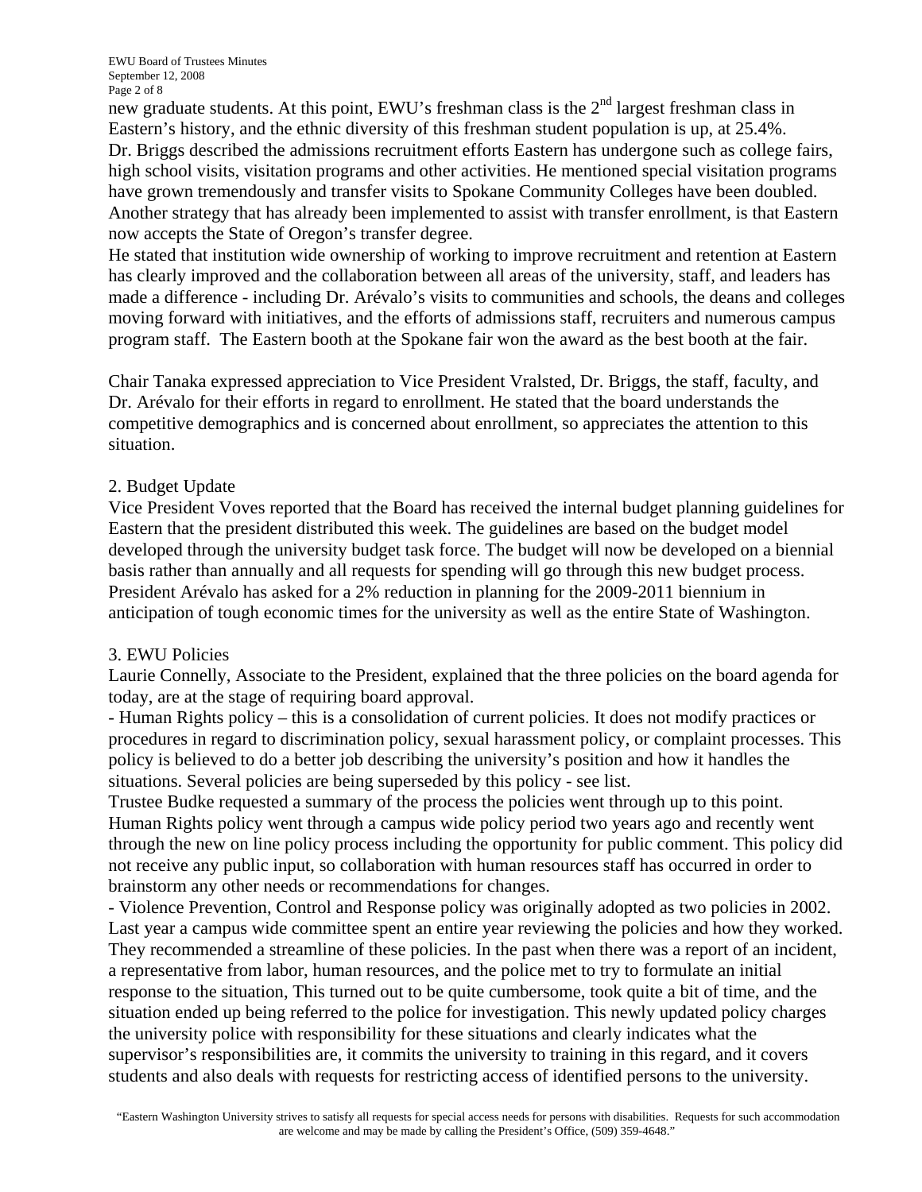new graduate students. At this point, EWU's freshman class is the 2nd largest freshman class in Eastern's history, and the ethnic diversity of this freshman student population is up, at 25.4%.
Dr. Briggs described the admissions recruitment efforts Eastern has undergone such as college fairs, high school visits, visitation programs and other activities. He mentioned special visitation programs have grown tremendously and transfer visits to Spokane Community Colleges have been doubled. Another strategy that has already been implemented to assist with transfer enrollment, is that Eastern now accepts the State of Oregon's transfer degree.
He stated that institution wide ownership of working to improve recruitment and retention at Eastern has clearly improved and the collaboration between all areas of the university, staff, and leaders has made a difference - including Dr. Arévalo's visits to communities and schools, the deans and colleges moving forward with initiatives, and the efforts of admissions staff, recruiters and numerous campus program staff. The Eastern booth at the Spokane fair won the award as the best booth at the fair.

Chair Tanaka expressed appreciation to Vice President Vralsted, Dr. Briggs, the staff, faculty, and Dr. Arévalo for their efforts in regard to enrollment. He stated that the board understands the competitive demographics and is concerned about enrollment, so appreciates the attention to this situation.

2. Budget Update
Vice President Voves reported that the Board has received the internal budget planning guidelines for Eastern that the president distributed this week. The guidelines are based on the budget model developed through the university budget task force. The budget will now be developed on a biennial basis rather than annually and all requests for spending will go through this new budget process. President Arévalo has asked for a 2% reduction in planning for the 2009-2011 biennium in anticipation of tough economic times for the university as well as the entire State of Washington.

3. EWU Policies
Laurie Connelly, Associate to the President, explained that the three policies on the board agenda for today, are at the stage of requiring board approval.
- Human Rights policy – this is a consolidation of current policies. It does not modify practices or procedures in regard to discrimination policy, sexual harassment policy, or complaint processes. This policy is believed to do a better job describing the university's position and how it handles the situations. Several policies are being superseded by this policy - see list.
Trustee Budke requested a summary of the process the policies went through up to this point. Human Rights policy went through a campus wide policy period two years ago and recently went through the new on line policy process including the opportunity for public comment. This policy did not receive any public input, so collaboration with human resources staff has occurred in order to brainstorm any other needs or recommendations for changes.
- Violence Prevention, Control and Response policy was originally adopted as two policies in 2002. Last year a campus wide committee spent an entire year reviewing the policies and how they worked. They recommended a streamline of these policies. In the past when there was a report of an incident, a representative from labor, human resources, and the police met to try to formulate an initial response to the situation, This turned out to be quite cumbersome, took quite a bit of time, and the situation ended up being referred to the police for investigation. This newly updated policy charges the university police with responsibility for these situations and clearly indicates what the supervisor's responsibilities are, it commits the university to training in this regard, and it covers students and also deals with requests for restricting access of identified persons to the university.

"Eastern Washington University strives to satisfy all requests for special access needs for persons with disabilities. Requests for such accommodation are welcome and may be made by calling the President's Office, (509) 359-4648."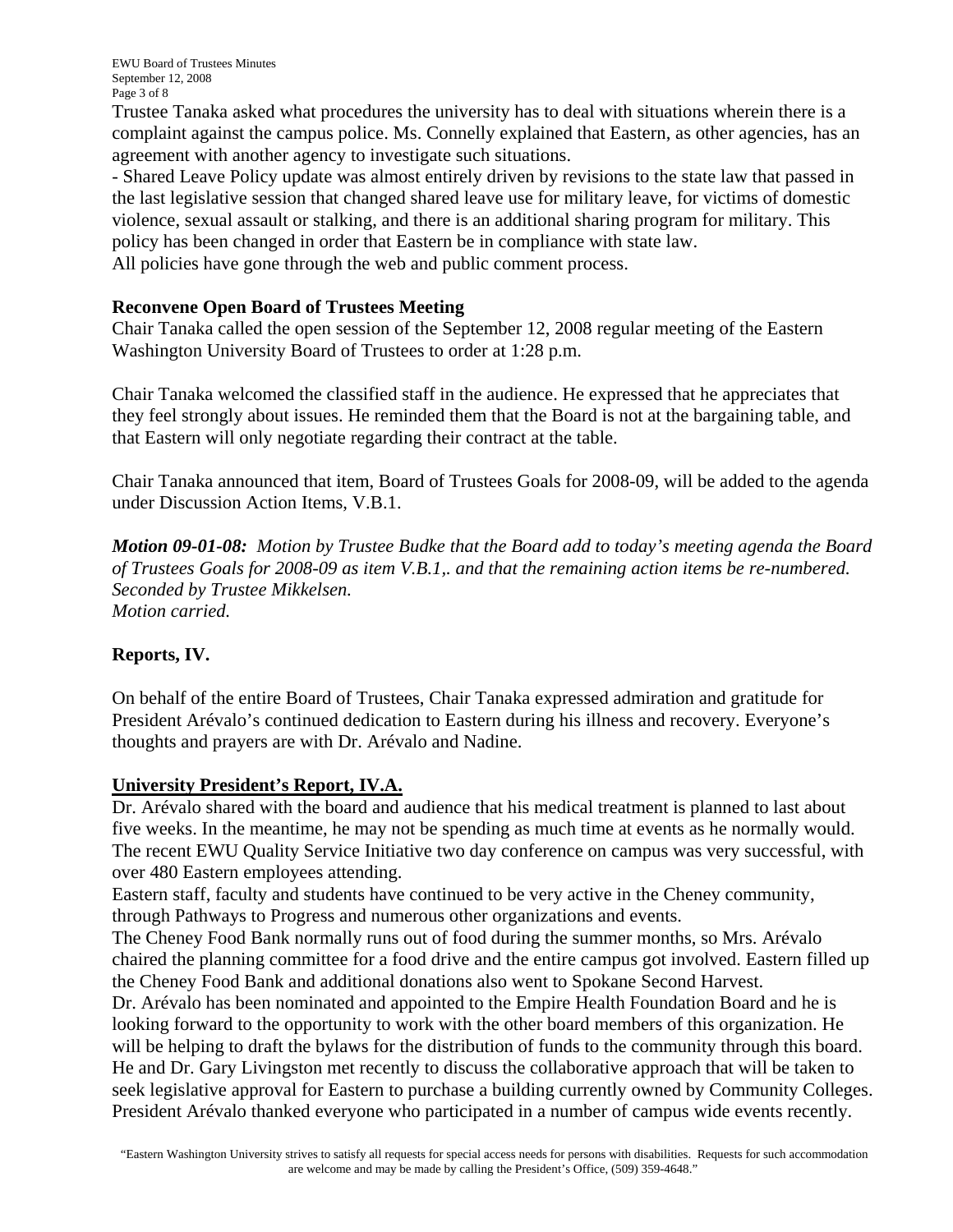Trustee Tanaka asked what procedures the university has to deal with situations wherein there is a complaint against the campus police. Ms. Connelly explained that Eastern, as other agencies, has an agreement with another agency to investigate such situations.

- Shared Leave Policy update was almost entirely driven by revisions to the state law that passed in the last legislative session that changed shared leave use for military leave, for victims of domestic violence, sexual assault or stalking, and there is an additional sharing program for military. This policy has been changed in order that Eastern be in compliance with state law.

All policies have gone through the web and public comment process.

**Reconvene Open Board of Trustees Meeting**

Chair Tanaka called the open session of the September 12, 2008 regular meeting of the Eastern Washington University Board of Trustees to order at 1:28 p.m.

Chair Tanaka welcomed the classified staff in the audience. He expressed that he appreciates that they feel strongly about issues. He reminded them that the Board is not at the bargaining table, and that Eastern will only negotiate regarding their contract at the table.

Chair Tanaka announced that item, Board of Trustees Goals for 2008-09, will be added to the agenda under Discussion Action Items, V.B.1.

***Motion 09-01-08:*** *Motion by Trustee Budke that the Board add to today's meeting agenda the Board of Trustees Goals for 2008-09 as item V.B.1,. and that the remaining action items be re-numbered.*
*Seconded by Trustee Mikkelsen.*
*Motion carried.*

**Reports, IV.**

On behalf of the entire Board of Trustees, Chair Tanaka expressed admiration and gratitude for President Arévalo's continued dedication to Eastern during his illness and recovery. Everyone's thoughts and prayers are with Dr. Arévalo and Nadine.

**University President's Report, IV.A.**

Dr. Arévalo shared with the board and audience that his medical treatment is planned to last about five weeks. In the meantime, he may not be spending as much time at events as he normally would.
The recent EWU Quality Service Initiative two day conference on campus was very successful, with over 480 Eastern employees attending.
Eastern staff, faculty and students have continued to be very active in the Cheney community, through Pathways to Progress and numerous other organizations and events.
The Cheney Food Bank normally runs out of food during the summer months, so Mrs. Arévalo chaired the planning committee for a food drive and the entire campus got involved. Eastern filled up the Cheney Food Bank and additional donations also went to Spokane Second Harvest.
Dr. Arévalo has been nominated and appointed to the Empire Health Foundation Board and he is looking forward to the opportunity to work with the other board members of this organization. He will be helping to draft the bylaws for the distribution of funds to the community through this board.
He and Dr. Gary Livingston met recently to discuss the collaborative approach that will be taken to seek legislative approval for Eastern to purchase a building currently owned by Community Colleges.
President Arévalo thanked everyone who participated in a number of campus wide events recently.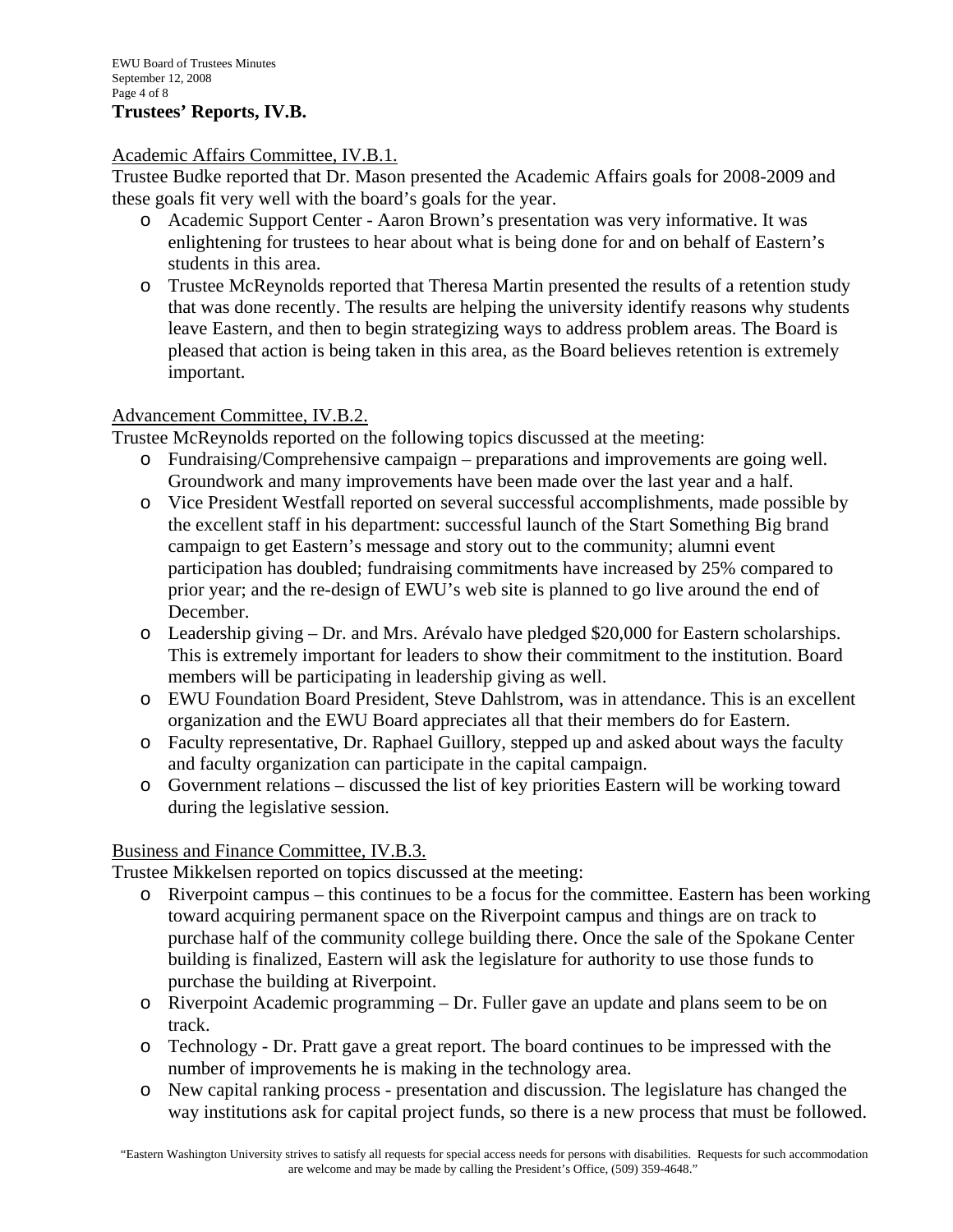## Trustees' Reports, IV.B.

Academic Affairs Committee, IV.B.1.

Trustee Budke reported that Dr. Mason presented the Academic Affairs goals for 2008-2009 and these goals fit very well with the board's goals for the year.

- Academic Support Center - Aaron Brown's presentation was very informative. It was enlightening for trustees to hear about what is being done for and on behalf of Eastern's students in this area.
- Trustee McReynolds reported that Theresa Martin presented the results of a retention study that was done recently. The results are helping the university identify reasons why students leave Eastern, and then to begin strategizing ways to address problem areas. The Board is pleased that action is being taken in this area, as the Board believes retention is extremely important.

Advancement Committee, IV.B.2.

Trustee McReynolds reported on the following topics discussed at the meeting:

- Fundraising/Comprehensive campaign – preparations and improvements are going well. Groundwork and many improvements have been made over the last year and a half.
- Vice President Westfall reported on several successful accomplishments, made possible by the excellent staff in his department: successful launch of the Start Something Big brand campaign to get Eastern's message and story out to the community; alumni event participation has doubled; fundraising commitments have increased by 25% compared to prior year; and the re-design of EWU's web site is planned to go live around the end of December.
- Leadership giving – Dr. and Mrs. Arévalo have pledged $20,000 for Eastern scholarships. This is extremely important for leaders to show their commitment to the institution. Board members will be participating in leadership giving as well.
- EWU Foundation Board President, Steve Dahlstrom, was in attendance. This is an excellent organization and the EWU Board appreciates all that their members do for Eastern.
- Faculty representative, Dr. Raphael Guillory, stepped up and asked about ways the faculty and faculty organization can participate in the capital campaign.
- Government relations – discussed the list of key priorities Eastern will be working toward during the legislative session.

Business and Finance Committee, IV.B.3.

Trustee Mikkelsen reported on topics discussed at the meeting:

- Riverpoint campus – this continues to be a focus for the committee. Eastern has been working toward acquiring permanent space on the Riverpoint campus and things are on track to purchase half of the community college building there. Once the sale of the Spokane Center building is finalized, Eastern will ask the legislature for authority to use those funds to purchase the building at Riverpoint.
- Riverpoint Academic programming – Dr. Fuller gave an update and plans seem to be on track.
- Technology - Dr. Pratt gave a great report. The board continues to be impressed with the number of improvements he is making in the technology area.
- New capital ranking process - presentation and discussion. The legislature has changed the way institutions ask for capital project funds, so there is a new process that must be followed.

"Eastern Washington University strives to satisfy all requests for special access needs for persons with disabilities. Requests for such accommodation are welcome and may be made by calling the President's Office, (509) 359-4648."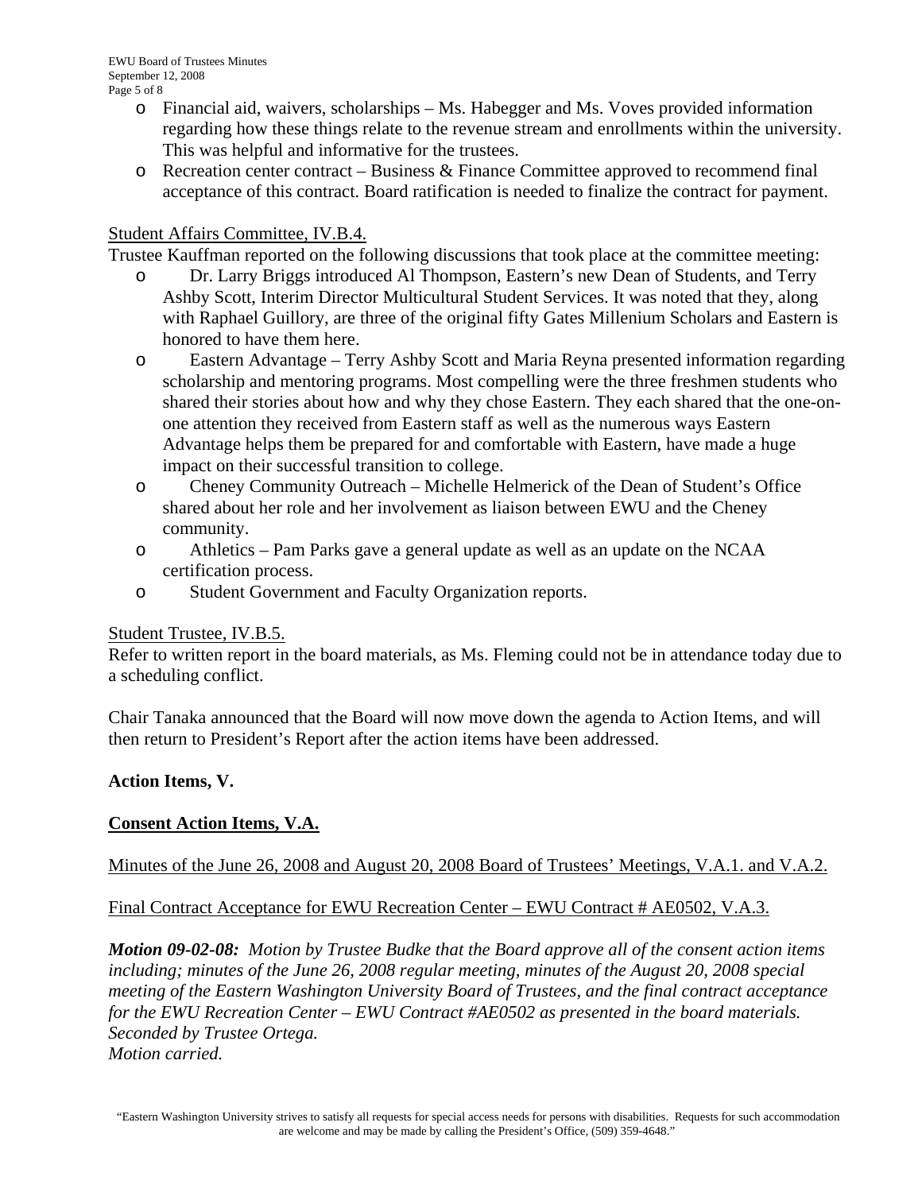- Financial aid, waivers, scholarships – Ms. Habegger and Ms. Voves provided information regarding how these things relate to the revenue stream and enrollments within the university. This was helpful and informative for the trustees.
- Recreation center contract – Business & Finance Committee approved to recommend final acceptance of this contract. Board ratification is needed to finalize the contract for payment.

Student Affairs Committee, IV.B.4.

Trustee Kauffman reported on the following discussions that took place at the committee meeting:

- Dr. Larry Briggs introduced Al Thompson, Eastern's new Dean of Students, and Terry Ashby Scott, Interim Director Multicultural Student Services. It was noted that they, along with Raphael Guillory, are three of the original fifty Gates Millenium Scholars and Eastern is honored to have them here.
- Eastern Advantage – Terry Ashby Scott and Maria Reyna presented information regarding scholarship and mentoring programs. Most compelling were the three freshmen students who shared their stories about how and why they chose Eastern. They each shared that the one-on-one attention they received from Eastern staff as well as the numerous ways Eastern Advantage helps them be prepared for and comfortable with Eastern, have made a huge impact on their successful transition to college.
- Cheney Community Outreach – Michelle Helmerick of the Dean of Student's Office shared about her role and her involvement as liaison between EWU and the Cheney community.
- Athletics – Pam Parks gave a general update as well as an update on the NCAA certification process.
- Student Government and Faculty Organization reports.

Student Trustee, IV.B.5.

Refer to written report in the board materials, as Ms. Fleming could not be in attendance today due to a scheduling conflict.

Chair Tanaka announced that the Board will now move down the agenda to Action Items, and will then return to President's Report after the action items have been addressed.

**Action Items, V.**

**Consent Action Items, V.A.**

Minutes of the June 26, 2008 and August 20, 2008 Board of Trustees' Meetings, V.A.1. and V.A.2.

Final Contract Acceptance for EWU Recreation Center – EWU Contract # AE0502, V.A.3.

***Motion 09-02-08:*** *Motion by Trustee Budke that the Board approve all of the consent action items including; minutes of the June 26, 2008 regular meeting, minutes of the August 20, 2008 special meeting of the Eastern Washington University Board of Trustees, and the final contract acceptance for the EWU Recreation Center – EWU Contract #AE0502 as presented in the board materials. Seconded by Trustee Ortega.*
*Motion carried.*

"Eastern Washington University strives to satisfy all requests for special access needs for persons with disabilities. Requests for such accommodation are welcome and may be made by calling the President's Office, (509) 359-4648."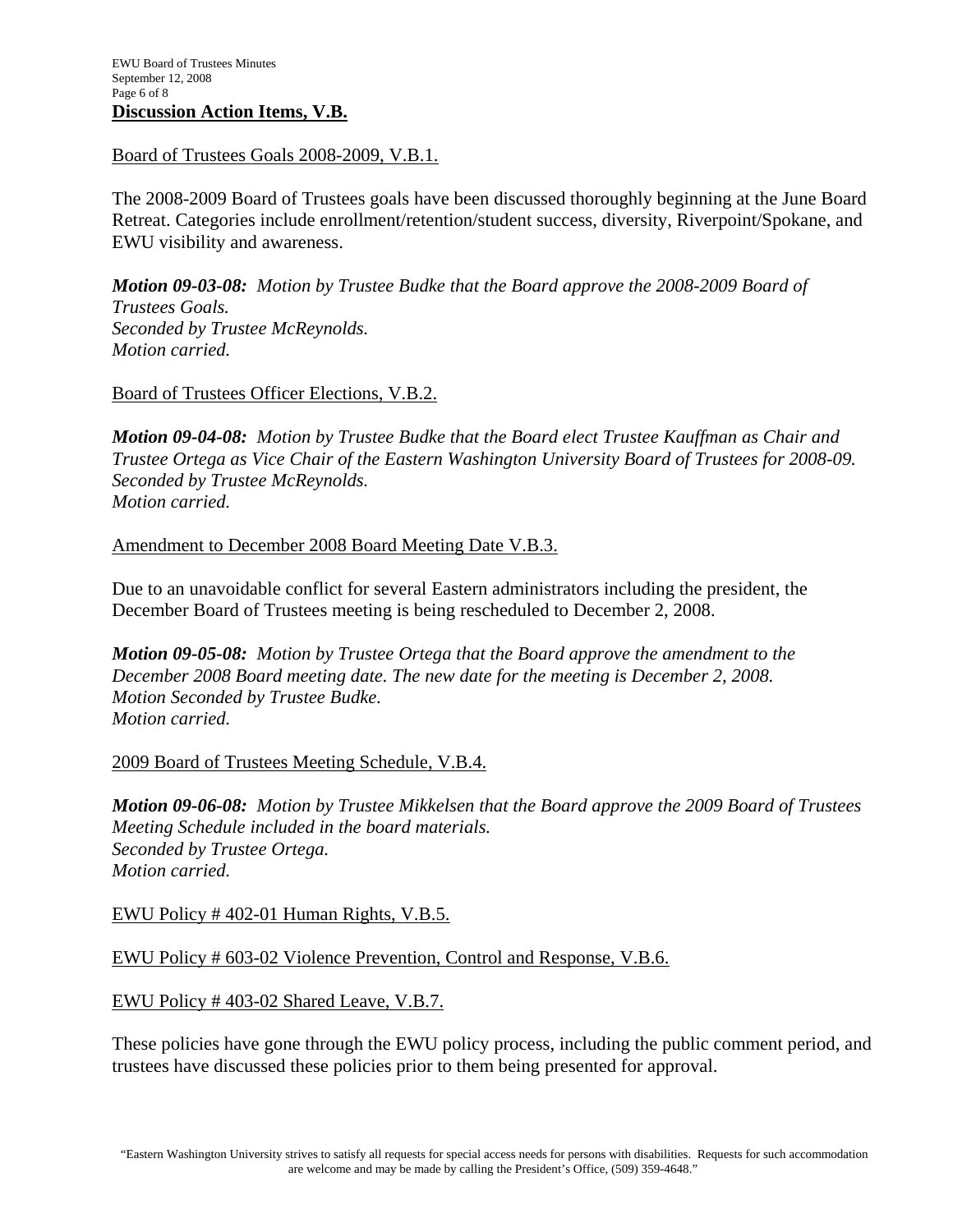## Discussion Action Items, V.B.

Board of Trustees Goals 2008-2009, V.B.1.

The 2008-2009 Board of Trustees goals have been discussed thoroughly beginning at the June Board Retreat. Categories include enrollment/retention/student success, diversity, Riverpoint/Spokane, and EWU visibility and awareness.

***Motion 09-03-08:*** *Motion by Trustee Budke that the Board approve the 2008-2009 Board of Trustees Goals.*
*Seconded by Trustee McReynolds.*
*Motion carried.*

Board of Trustees Officer Elections, V.B.2.

***Motion 09-04-08:*** *Motion by Trustee Budke that the Board elect Trustee Kauffman as Chair and Trustee Ortega as Vice Chair of the Eastern Washington University Board of Trustees for 2008-09.*
*Seconded by Trustee McReynolds.*
*Motion carried.*

Amendment to December 2008 Board Meeting Date V.B.3.

Due to an unavoidable conflict for several Eastern administrators including the president, the December Board of Trustees meeting is being rescheduled to December 2, 2008.

***Motion 09-05-08:*** *Motion by Trustee Ortega that the Board approve the amendment to the December 2008 Board meeting date. The new date for the meeting is December 2, 2008.*
*Motion Seconded by Trustee Budke.*
*Motion carried.*

2009 Board of Trustees Meeting Schedule, V.B.4.

***Motion 09-06-08:*** *Motion by Trustee Mikkelsen that the Board approve the 2009 Board of Trustees Meeting Schedule included in the board materials.*
*Seconded by Trustee Ortega.*
*Motion carried.*

EWU Policy # 402-01 Human Rights, V.B.5.

EWU Policy # 603-02 Violence Prevention, Control and Response, V.B.6.

EWU Policy # 403-02 Shared Leave, V.B.7.

These policies have gone through the EWU policy process, including the public comment period, and trustees have discussed these policies prior to them being presented for approval.

"Eastern Washington University strives to satisfy all requests for special access needs for persons with disabilities. Requests for such accommodation are welcome and may be made by calling the President's Office, (509) 359-4648."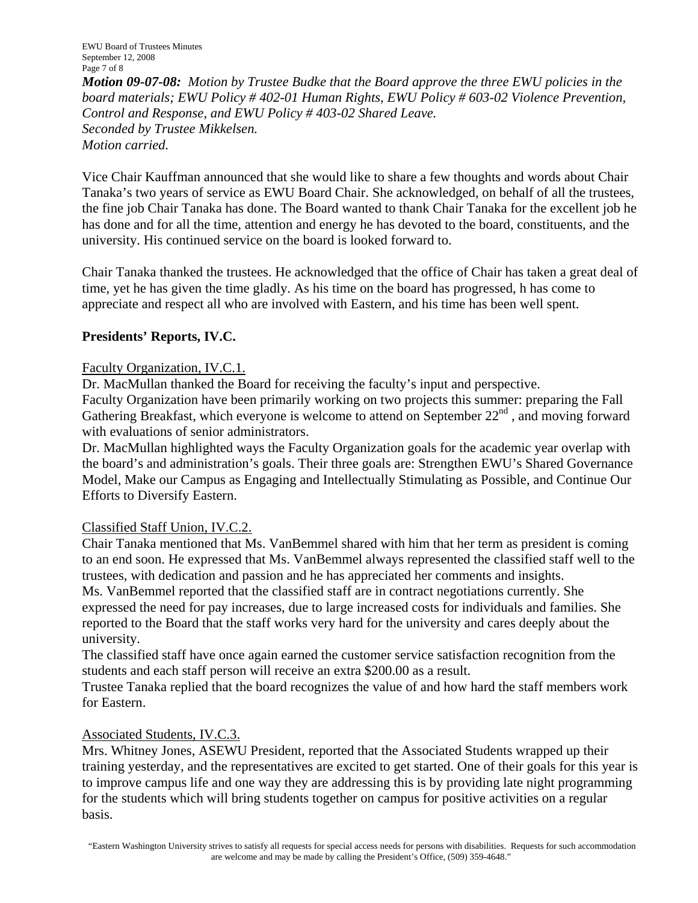***Motion 09-07-08:*** *Motion by Trustee Budke that the Board approve the three EWU policies in the board materials; EWU Policy # 402-01 Human Rights, EWU Policy # 603-02 Violence Prevention, Control and Response, and EWU Policy # 403-02 Shared Leave.*
*Seconded by Trustee Mikkelsen.*
*Motion carried.*

Vice Chair Kauffman announced that she would like to share a few thoughts and words about Chair Tanaka's two years of service as EWU Board Chair. She acknowledged, on behalf of all the trustees, the fine job Chair Tanaka has done. The Board wanted to thank Chair Tanaka for the excellent job he has done and for all the time, attention and energy he has devoted to the board, constituents, and the university. His continued service on the board is looked forward to.

Chair Tanaka thanked the trustees. He acknowledged that the office of Chair has taken a great deal of time, yet he has given the time gladly. As his time on the board has progressed, h has come to appreciate and respect all who are involved with Eastern, and his time has been well spent.

## Presidents' Reports, IV.C.

Faculty Organization, IV.C.1.

Dr. MacMullan thanked the Board for receiving the faculty's input and perspective.
Faculty Organization have been primarily working on two projects this summer: preparing the Fall Gathering Breakfast, which everyone is welcome to attend on September 22nd , and moving forward with evaluations of senior administrators.
Dr. MacMullan highlighted ways the Faculty Organization goals for the academic year overlap with the board's and administration's goals. Their three goals are: Strengthen EWU's Shared Governance Model, Make our Campus as Engaging and Intellectually Stimulating as Possible, and Continue Our Efforts to Diversify Eastern.

Classified Staff Union, IV.C.2.

Chair Tanaka mentioned that Ms. VanBemmel shared with him that her term as president is coming to an end soon. He expressed that Ms. VanBemmel always represented the classified staff well to the trustees, with dedication and passion and he has appreciated her comments and insights.
Ms. VanBemmel reported that the classified staff are in contract negotiations currently. She expressed the need for pay increases, due to large increased costs for individuals and families. She reported to the Board that the staff works very hard for the university and cares deeply about the university.
The classified staff have once again earned the customer service satisfaction recognition from the students and each staff person will receive an extra $200.00 as a result.
Trustee Tanaka replied that the board recognizes the value of and how hard the staff members work for Eastern.

Associated Students, IV.C.3.

Mrs. Whitney Jones, ASEWU President, reported that the Associated Students wrapped up their training yesterday, and the representatives are excited to get started. One of their goals for this year is to improve campus life and one way they are addressing this is by providing late night programming for the students which will bring students together on campus for positive activities on a regular basis.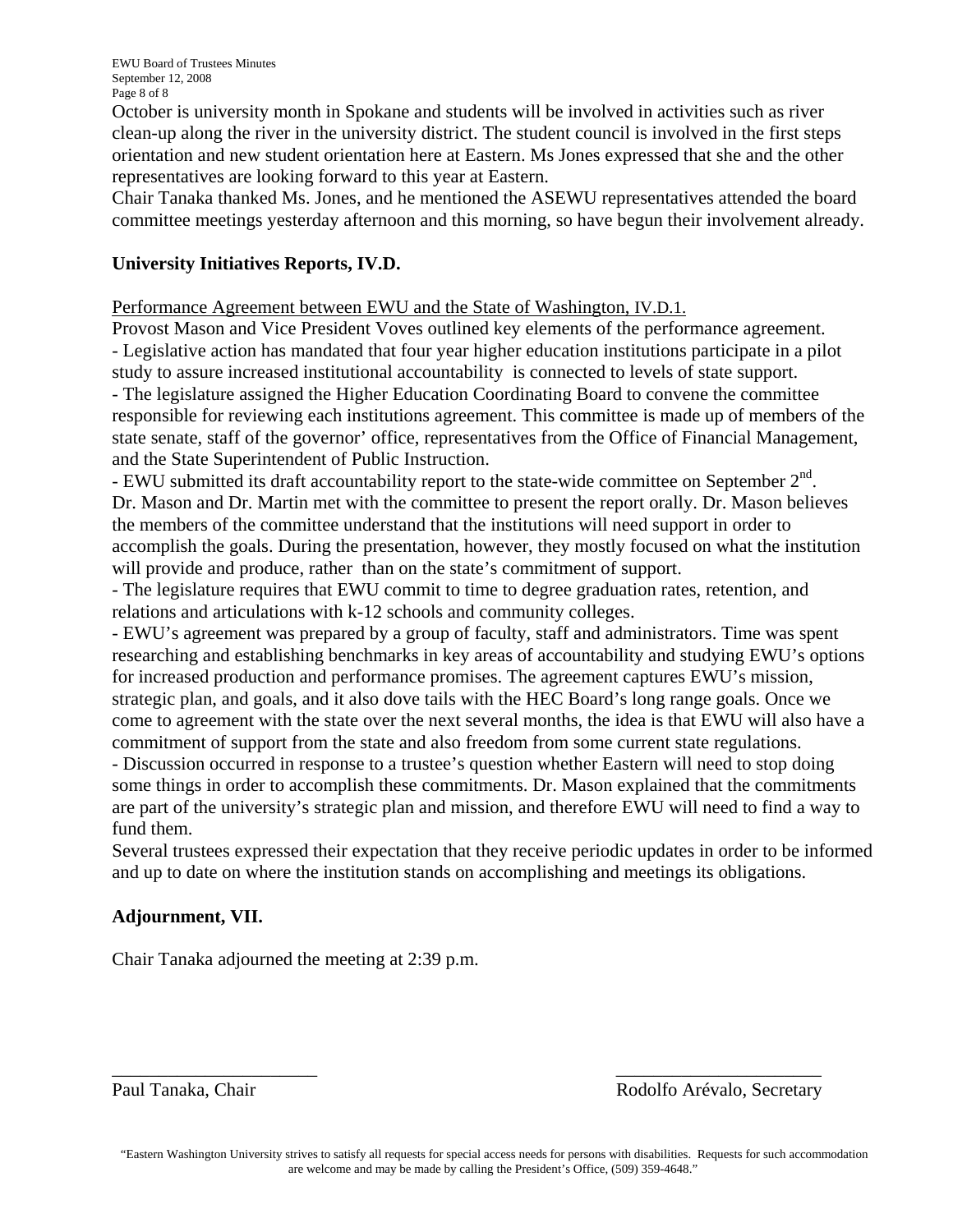October is university month in Spokane and students will be involved in activities such as river clean-up along the river in the university district. The student council is involved in the first steps orientation and new student orientation here at Eastern. Ms Jones expressed that she and the other representatives are looking forward to this year at Eastern.

Chair Tanaka thanked Ms. Jones, and he mentioned the ASEWU representatives attended the board committee meetings yesterday afternoon and this morning, so have begun their involvement already.

**University Initiatives Reports, IV.D.**

Performance Agreement between EWU and the State of Washington, IV.D.1.

Provost Mason and Vice President Voves outlined key elements of the performance agreement.

- Legislative action has mandated that four year higher education institutions participate in a pilot study to assure increased institutional accountability is connected to levels of state support.
- The legislature assigned the Higher Education Coordinating Board to convene the committee responsible for reviewing each institutions agreement. This committee is made up of members of the state senate, staff of the governor' office, representatives from the Office of Financial Management, and the State Superintendent of Public Instruction.
- EWU submitted its draft accountability report to the state-wide committee on September 2nd. Dr. Mason and Dr. Martin met with the committee to present the report orally. Dr. Mason believes the members of the committee understand that the institutions will need support in order to accomplish the goals. During the presentation, however, they mostly focused on what the institution will provide and produce, rather than on the state's commitment of support.
- The legislature requires that EWU commit to time to degree graduation rates, retention, and relations and articulations with k-12 schools and community colleges.
- EWU's agreement was prepared by a group of faculty, staff and administrators. Time was spent researching and establishing benchmarks in key areas of accountability and studying EWU's options for increased production and performance promises. The agreement captures EWU's mission, strategic plan, and goals, and it also dove tails with the HEC Board's long range goals. Once we come to agreement with the state over the next several months, the idea is that EWU will also have a commitment of support from the state and also freedom from some current state regulations.
- Discussion occurred in response to a trustee's question whether Eastern will need to stop doing some things in order to accomplish these commitments. Dr. Mason explained that the commitments are part of the university's strategic plan and mission, and therefore EWU will need to find a way to fund them.

Several trustees expressed their expectation that they receive periodic updates in order to be informed and up to date on where the institution stands on accomplishing and meetings its obligations.

**Adjournment, VII.**

Chair Tanaka adjourned the meeting at 2:39 p.m.

______________________ ______________________

Paul Tanaka, Chair Rodolfo Arévalo, Secretary

"Eastern Washington University strives to satisfy all requests for special access needs for persons with disabilities. Requests for such accommodation are welcome and may be made by calling the President's Office, (509) 359-4648."